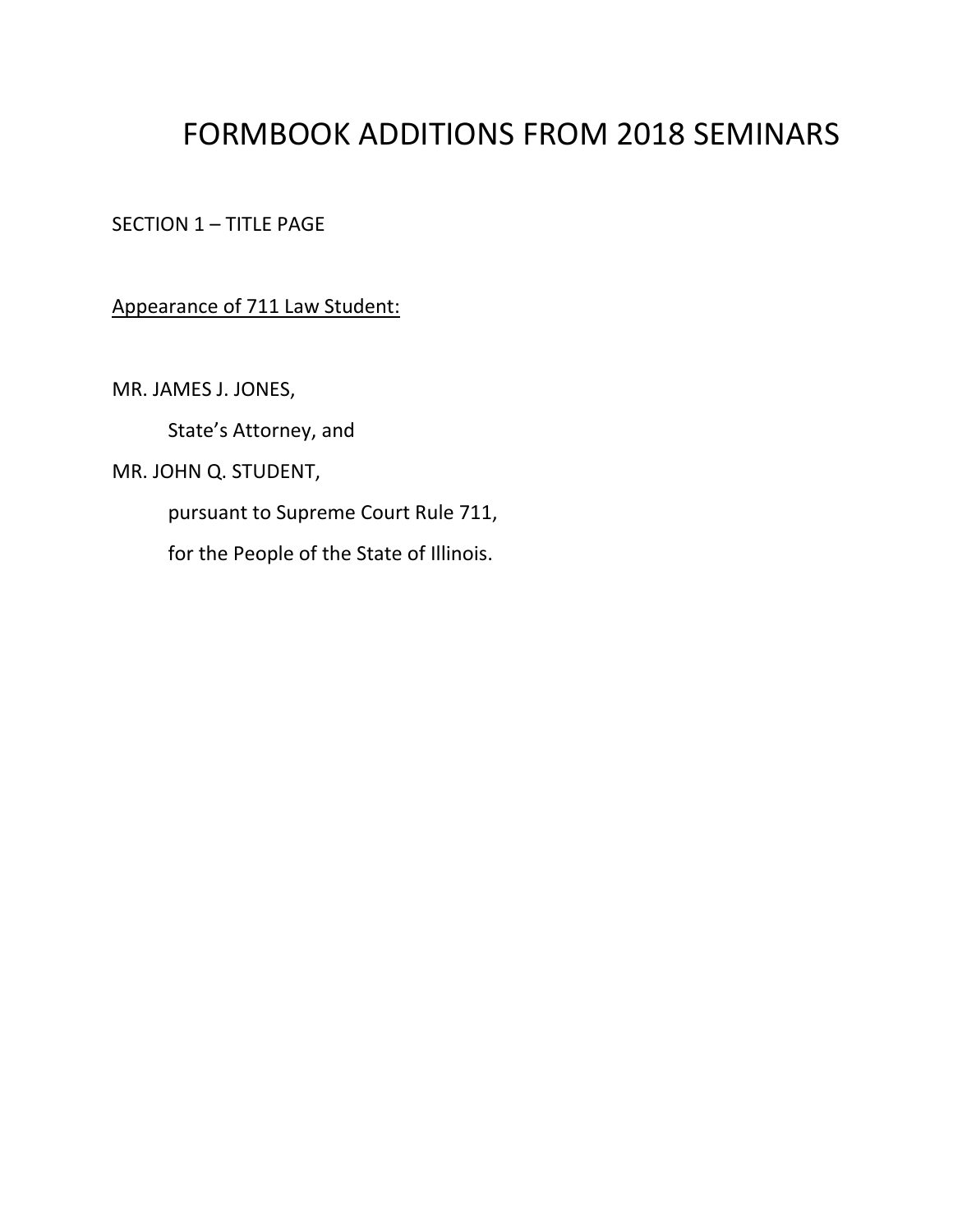# FORMBOOK ADDITIONS FROM 2018 SEMINARS

SECTION 1 – TITLE PAGE

<u>Appearance of 711 Law Student:</u>

MR. JAMES J. JONES,

  State's Attorney, and

MR. JOHN Q. STUDENT,

  pursuant to Supreme Court Rule 711,

  for the People of the State of Illinois.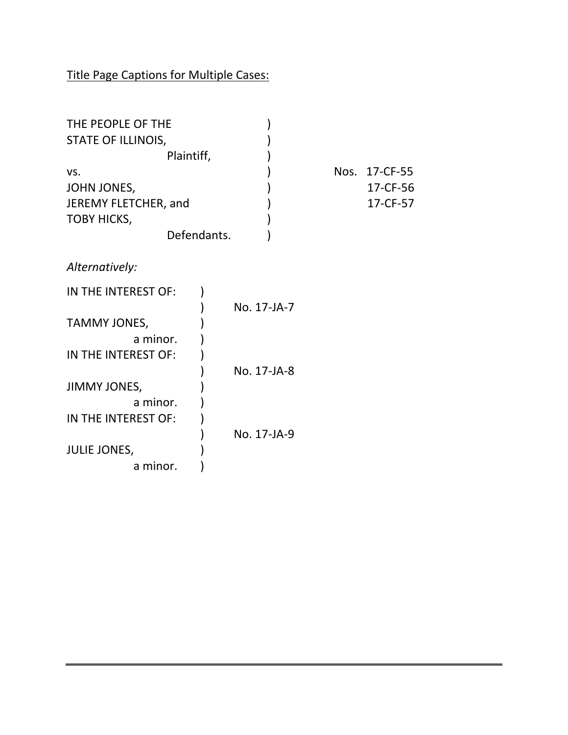<u>Title Page Captions for Multiple Cases:</u>

```
THE PEOPLE OF THE              )
STATE OF ILLINOIS,             )
          Plaintiff,           )
vs.                            )          Nos.  17-CF-55
JOHN JONES,                    )                17-CF-56
JEREMY FLETCHER, and           )                17-CF-57
TOBY HICKS,                    )
          Defendants.          )
```

*Alternatively:*

```
IN THE INTEREST OF:     )
                        )     No. 17-JA-7
TAMMY JONES,            )
          a minor.      )
IN THE INTEREST OF:     )
                        )     No. 17-JA-8
JIMMY JONES,            )
          a minor.      )
IN THE INTEREST OF:     )
                        )     No. 17-JA-9
JULIE JONES,            )
          a minor.      )
```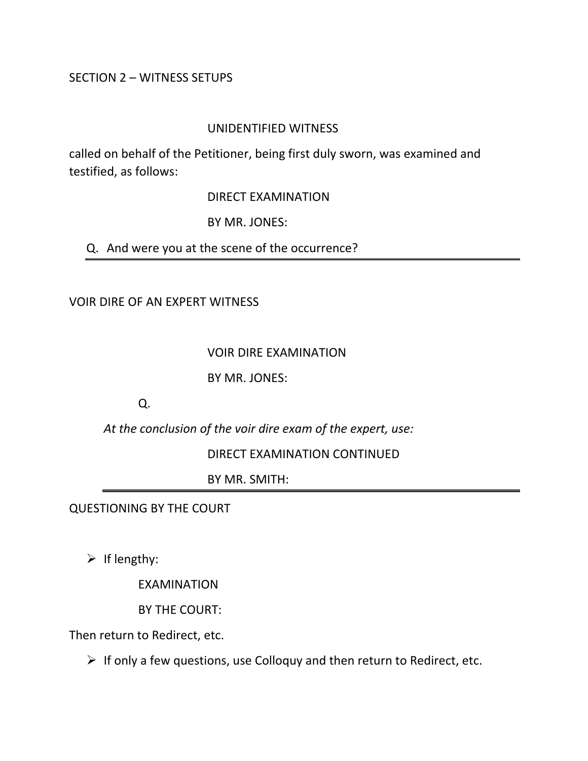SECTION 2 – WITNESS SETUPS

UNIDENTIFIED WITNESS

called on behalf of the Petitioner, being first duly sworn, was examined and testified, as follows:

DIRECT EXAMINATION

BY MR. JONES:

Q. And were you at the scene of the occurrence?

---

VOIR DIRE OF AN EXPERT WITNESS

VOIR DIRE EXAMINATION

BY MR. JONES:

Q.

*At the conclusion of the voir dire exam of the expert, use:*

DIRECT EXAMINATION CONTINUED

BY MR. SMITH:

---

QUESTIONING BY THE COURT

- If lengthy:

  EXAMINATION

  BY THE COURT:

Then return to Redirect, etc.

- If only a few questions, use Colloquy and then return to Redirect, etc.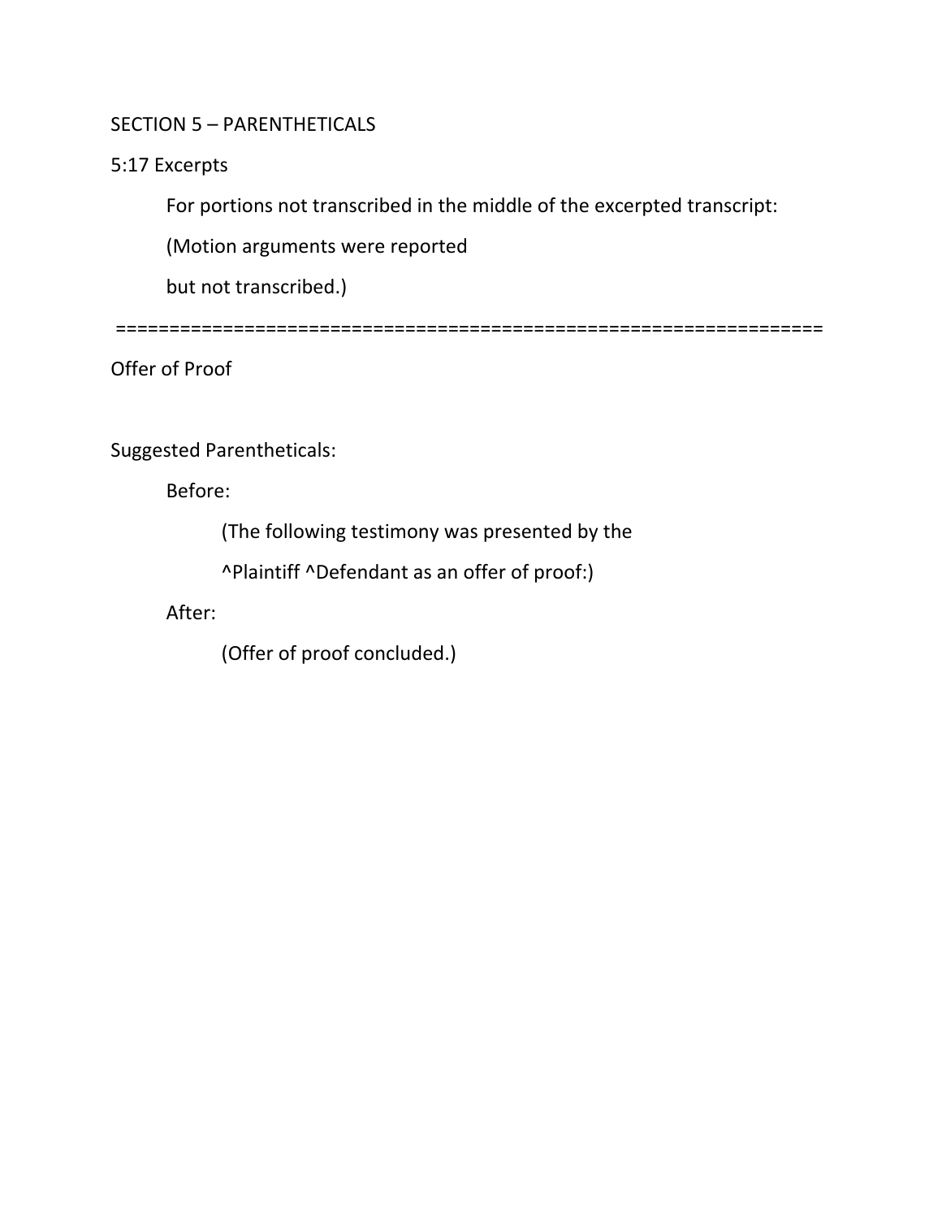SECTION 5 – PARENTHETICALS

5:17 Excerpts

For portions not transcribed in the middle of the excerpted transcript:

(Motion arguments were reported

but not transcribed.)

==================================================================

Offer of Proof

Suggested Parentheticals:

Before:

(The following testimony was presented by the

^Plaintiff ^Defendant as an offer of proof:)

After:

(Offer of proof concluded.)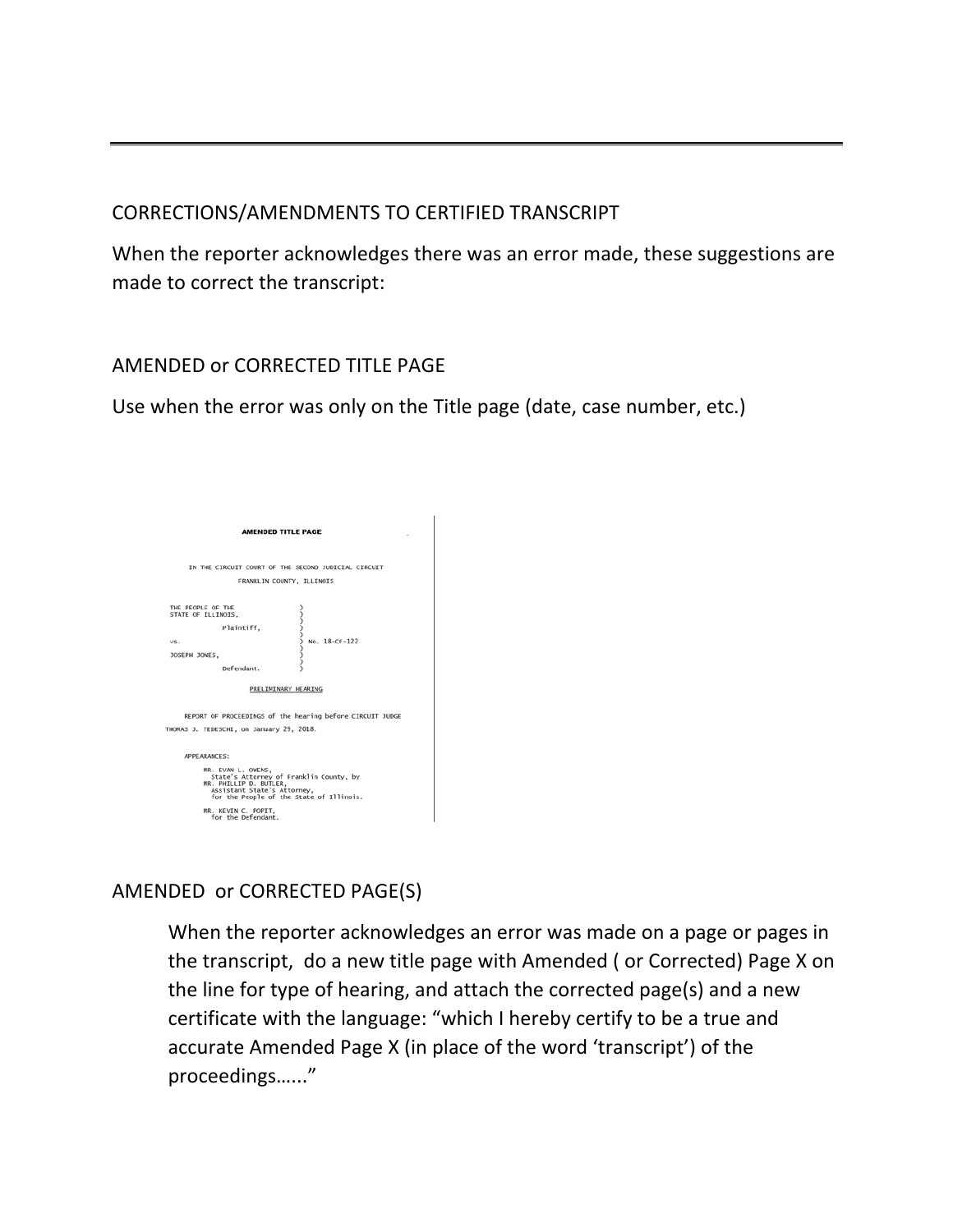## CORRECTIONS/AMENDMENTS TO CERTIFIED TRANSCRIPT

When the reporter acknowledges there was an error made, these suggestions are made to correct the transcript:

### AMENDED or CORRECTED TITLE PAGE

Use when the error was only on the Title page (date, case number, etc.)

**AMENDED TITLE PAGE**

IN THE CIRCUIT COURT OF THE SECOND JUDICIAL CIRCUIT
FRANKLIN COUNTY, ILLINOIS

```
THE PEOPLE OF THE            )
STATE OF ILLINOIS,           )
                             )
          Plaintiff,         )
                             )
vs.                          ) No. 18-CF-122
                             )
JOSEPH JONES,                )
                             )
          Defendant.         )
```

PRELIMINARY HEARING

REPORT OF PROCEEDINGS of the hearing before CIRCUIT JUDGE THOMAS J. TEDESCHI, on January 29, 2018.

APPEARANCES:

MR. EVAN L. OWENS,
State's Attorney of Franklin County, by
MR. PHILLIP D. BUTLER,
Assistant State's Attorney,
for the People of the State of Illinois.

MR. KEVIN C. POPIT,
for the Defendant.

### AMENDED or CORRECTED PAGE(S)

When the reporter acknowledges an error was made on a page or pages in the transcript, do a new title page with Amended ( or Corrected) Page X on the line for type of hearing, and attach the corrected page(s) and a new certificate with the language: "which I hereby certify to be a true and accurate Amended Page X (in place of the word 'transcript') of the proceedings......"